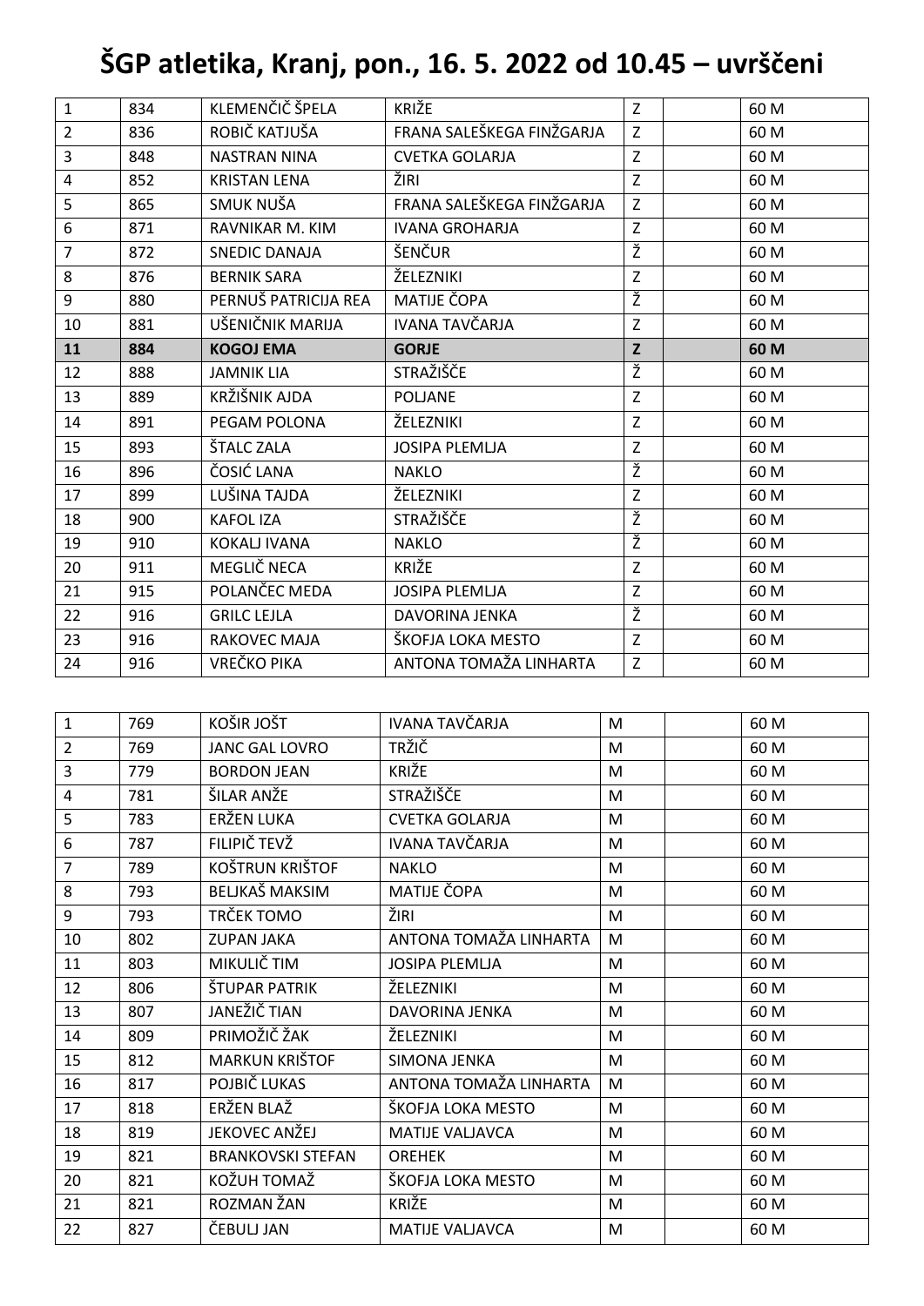# ŠGP atletika, Kranj, pon., 16. 5. 2022 od 10.45 – uvrščeni

| | | | | | | |
|---|---|---|---|---|---|---|
| 1 | 834 | KLEMENČIČ ŠPELA | KRIŽE | Z | | 60 M |
| 2 | 836 | ROBIČ KATJUŠA | FRANA SALEŠKEGA FINŽGARJA | Z | | 60 M |
| 3 | 848 | NASTRAN NINA | CVETKA GOLARJA | Z | | 60 M |
| 4 | 852 | KRISTAN LENA | ŽIRI | Z | | 60 M |
| 5 | 865 | SMUK NUŠA | FRANA SALEŠKEGA FINŽGARJA | Z | | 60 M |
| 6 | 871 | RAVNIKAR M. KIM | IVANA GROHARJA | Z | | 60 M |
| 7 | 872 | SNEDIC DANAJA | ŠENČUR | Ž | | 60 M |
| 8 | 876 | BERNIK SARA | ŽELEZNIKI | Z | | 60 M |
| 9 | 880 | PERNUŠ PATRICIJA REA | MATIJE ČOPA | Ž | | 60 M |
| 10 | 881 | UŠENIČNIK MARIJA | IVANA TAVČARJA | Z | | 60 M |
| **11** | **884** | **KOGOJ EMA** | **GORJE** | **Z** | | **60 M** |
| 12 | 888 | JAMNIK LIA | STRAŽIŠČE | Ž | | 60 M |
| 13 | 889 | KRŽIŠNIK AJDA | POLJANE | Z | | 60 M |
| 14 | 891 | PEGAM POLONA | ŽELEZNIKI | Z | | 60 M |
| 15 | 893 | ŠTALC ZALA | JOSIPA PLEMLJA | Z | | 60 M |
| 16 | 896 | ČOSIĆ LANA | NAKLO | Ž | | 60 M |
| 17 | 899 | LUŠINA TAJDA | ŽELEZNIKI | Z | | 60 M |
| 18 | 900 | KAFOL IZA | STRAŽIŠČE | Ž | | 60 M |
| 19 | 910 | KOKALJ IVANA | NAKLO | Ž | | 60 M |
| 20 | 911 | MEGLIČ NECA | KRIŽE | Z | | 60 M |
| 21 | 915 | POLANČEC MEDA | JOSIPA PLEMLJA | Z | | 60 M |
| 22 | 916 | GRILC LEJLA | DAVORINA JENKA | Ž | | 60 M |
| 23 | 916 | RAKOVEC MAJA | ŠKOFJA LOKA MESTO | Z | | 60 M |
| 24 | 916 | VREČKO PIKA | ANTONA TOMAŽA LINHARTA | Z | | 60 M |

| | | | | | | |
|---|---|---|---|---|---|---|
| 1 | 769 | KOŠIR JOŠT | IVANA TAVČARJA | M | | 60 M |
| 2 | 769 | JANC GAL LOVRO | TRŽIČ | M | | 60 M |
| 3 | 779 | BORDON JEAN | KRIŽE | M | | 60 M |
| 4 | 781 | ŠILAR ANŽE | STRAŽIŠČE | M | | 60 M |
| 5 | 783 | ERŽEN LUKA | CVETKA GOLARJA | M | | 60 M |
| 6 | 787 | FILIPIČ TEVŽ | IVANA TAVČARJA | M | | 60 M |
| 7 | 789 | KOŠTRUN KRIŠTOF | NAKLO | M | | 60 M |
| 8 | 793 | BELJKAŠ MAKSIM | MATIJE ČOPA | M | | 60 M |
| 9 | 793 | TRČEK TOMO | ŽIRI | M | | 60 M |
| 10 | 802 | ZUPAN JAKA | ANTONA TOMAŽA LINHARTA | M | | 60 M |
| 11 | 803 | MIKULIČ TIM | JOSIPA PLEMLJA | M | | 60 M |
| 12 | 806 | ŠTUPAR PATRIK | ŽELEZNIKI | M | | 60 M |
| 13 | 807 | JANEŽIČ TIAN | DAVORINA JENKA | M | | 60 M |
| 14 | 809 | PRIMOŽIČ ŽAK | ŽELEZNIKI | M | | 60 M |
| 15 | 812 | MARKUN KRIŠTOF | SIMONA JENKA | M | | 60 M |
| 16 | 817 | POJBIČ LUKAS | ANTONA TOMAŽA LINHARTA | M | | 60 M |
| 17 | 818 | ERŽEN BLAŽ | ŠKOFJA LOKA MESTO | M | | 60 M |
| 18 | 819 | JEKOVEC ANŽEJ | MATIJE VALJAVCA | M | | 60 M |
| 19 | 821 | BRANKOVSKI STEFAN | OREHEK | M | | 60 M |
| 20 | 821 | KOŽUH TOMAŽ | ŠKOFJA LOKA MESTO | M | | 60 M |
| 21 | 821 | ROZMAN ŽAN | KRIŽE | M | | 60 M |
| 22 | 827 | ČEBULJ JAN | MATIJE VALJAVCA | M | | 60 M |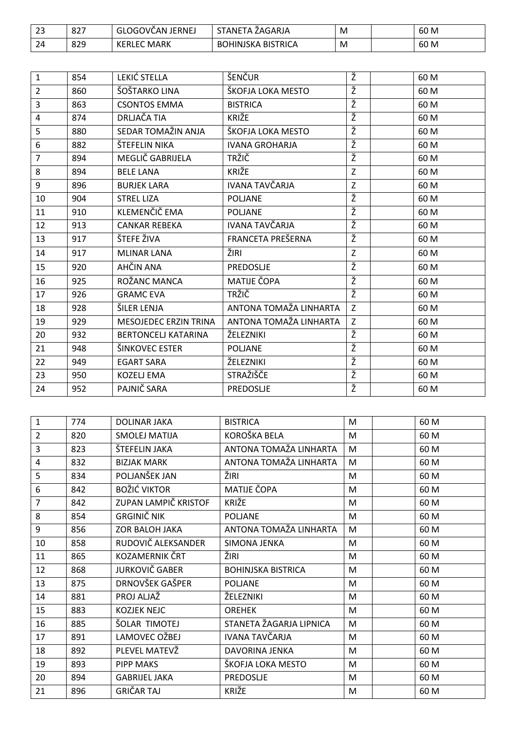| | | | | | | |
|---|---|---|---|---|---|---|
| 23 | 827 | GLOGOVČAN JERNEJ | STANETA ŽAGARJA | M | | 60 M |
| 24 | 829 | KERLEC MARK | BOHINJSKA BISTRICA | M | | 60 M |

| | | | | | | |
|---|---|---|---|---|---|---|
| 1 | 854 | LEKIĆ STELLA | ŠENČUR | Ž | | 60 M |
| 2 | 860 | ŠOŠTARKO LINA | ŠKOFJA LOKA MESTO | Ž | | 60 M |
| 3 | 863 | CSONTOS EMMA | BISTRICA | Ž | | 60 M |
| 4 | 874 | DRLJAČA TIA | KRIŽE | Ž | | 60 M |
| 5 | 880 | SEDAR TOMAŽIN ANJA | ŠKOFJA LOKA MESTO | Ž | | 60 M |
| 6 | 882 | ŠTEFELIN NIKA | IVANA GROHARJA | Ž | | 60 M |
| 7 | 894 | MEGLIČ GABRIJELA | TRŽIČ | Ž | | 60 M |
| 8 | 894 | BELE LANA | KRIŽE | Z | | 60 M |
| 9 | 896 | BURJEK LARA | IVANA TAVČARJA | Z | | 60 M |
| 10 | 904 | STREL LIZA | POLJANE | Ž | | 60 M |
| 11 | 910 | KLEMENČIČ EMA | POLJANE | Ž | | 60 M |
| 12 | 913 | CANKAR REBEKA | IVANA TAVČARJA | Ž | | 60 M |
| 13 | 917 | ŠTEFE ŽIVA | FRANCETA PREŠERNA | Ž | | 60 M |
| 14 | 917 | MLINAR LANA | ŽIRI | Z | | 60 M |
| 15 | 920 | AHČIN ANA | PREDOSLJE | Ž | | 60 M |
| 16 | 925 | ROŽANC MANCA | MATIJE ČOPA | Ž | | 60 M |
| 17 | 926 | GRAMC EVA | TRŽIČ | Ž | | 60 M |
| 18 | 928 | ŠILER LENJA | ANTONA TOMAŽA LINHARTA | Z | | 60 M |
| 19 | 929 | MESOJEDEC ERZIN TRINA | ANTONA TOMAŽA LINHARTA | Z | | 60 M |
| 20 | 932 | BERTONCELJ KATARINA | ŽELEZNIKI | Ž | | 60 M |
| 21 | 948 | ŠINKOVEC ESTER | POLJANE | Ž | | 60 M |
| 22 | 949 | EGART SARA | ŽELEZNIKI | Ž | | 60 M |
| 23 | 950 | KOZELJ EMA | STRAŽIŠČE | Ž | | 60 M |
| 24 | 952 | PAJNIČ SARA | PREDOSLJE | Ž | | 60 M |

| | | | | | | |
|---|---|---|---|---|---|---|
| 1 | 774 | DOLINAR JAKA | BISTRICA | M | | 60 M |
| 2 | 820 | SMOLEJ MATIJA | KOROŠKA BELA | M | | 60 M |
| 3 | 823 | ŠTEFELIN JAKA | ANTONA TOMAŽA LINHARTA | M | | 60 M |
| 4 | 832 | BIZJAK MARK | ANTONA TOMAŽA LINHARTA | M | | 60 M |
| 5 | 834 | POLJANŠEK JAN | ŽIRI | M | | 60 M |
| 6 | 842 | BOŽIĆ VIKTOR | MATIJE ČOPA | M | | 60 M |
| 7 | 842 | ZUPAN LAMPIČ KRISTOF | KRIŽE | M | | 60 M |
| 8 | 854 | GRGINIČ NIK | POLJANE | M | | 60 M |
| 9 | 856 | ZOR BALOH JAKA | ANTONA TOMAŽA LINHARTA | M | | 60 M |
| 10 | 858 | RUDOVIČ ALEKSANDER | SIMONA JENKA | M | | 60 M |
| 11 | 865 | KOZAMERNIK ČRT | ŽIRI | M | | 60 M |
| 12 | 868 | JURKOVIČ GABER | BOHINJSKA BISTRICA | M | | 60 M |
| 13 | 875 | DRNOVŠEK GAŠPER | POLJANE | M | | 60 M |
| 14 | 881 | PROJ ALJAŽ | ŽELEZNIKI | M | | 60 M |
| 15 | 883 | KOZJEK NEJC | OREHEK | M | | 60 M |
| 16 | 885 | ŠOLAR TIMOTEJ | STANETA ŽAGARJA LIPNICA | M | | 60 M |
| 17 | 891 | LAMOVEC OŽBEJ | IVANA TAVČARJA | M | | 60 M |
| 18 | 892 | PLEVEL MATEVŽ | DAVORINA JENKA | M | | 60 M |
| 19 | 893 | PIPP MAKS | ŠKOFJA LOKA MESTO | M | | 60 M |
| 20 | 894 | GABRIJEL JAKA | PREDOSLJE | M | | 60 M |
| 21 | 896 | GRIČAR TAJ | KRIŽE | M | | 60 M |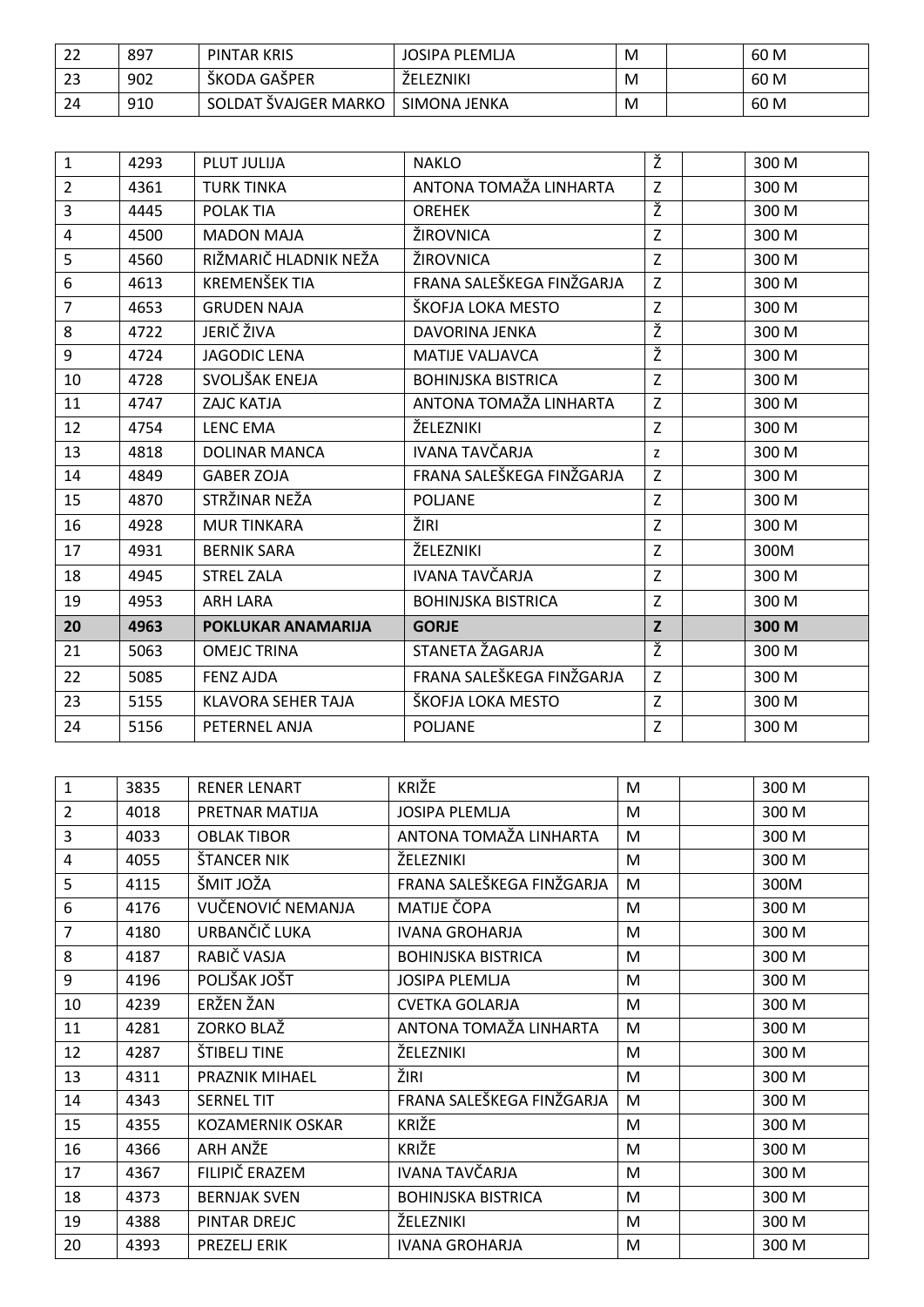| | | | | | | |
|---|---|---|---|---|---|---|
| 22 | 897 | PINTAR KRIS | JOSIPA PLEMLJA | M | | 60 M |
| 23 | 902 | ŠKODA GAŠPER | ŽELEZNIKI | M | | 60 M |
| 24 | 910 | SOLDAT ŠVAJGER MARKO | SIMONA JENKA | M | | 60 M |

| | | | | | | |
|---|---|---|---|---|---|---|
| 1 | 4293 | PLUT JULIJA | NAKLO | Ž | | 300 M |
| 2 | 4361 | TURK TINKA | ANTONA TOMAŽA LINHARTA | Z | | 300 M |
| 3 | 4445 | POLAK TIA | OREHEK | Ž | | 300 M |
| 4 | 4500 | MADON MAJA | ŽIROVNICA | Z | | 300 M |
| 5 | 4560 | RIŽMARIČ HLADNIK NEŽA | ŽIROVNICA | Z | | 300 M |
| 6 | 4613 | KREMENŠEK TIA | FRANA SALEŠKEGA FINŽGARJA | Z | | 300 M |
| 7 | 4653 | GRUDEN NAJA | ŠKOFJA LOKA MESTO | Z | | 300 M |
| 8 | 4722 | JERIČ ŽIVA | DAVORINA JENKA | Ž | | 300 M |
| 9 | 4724 | JAGODIC LENA | MATIJE VALJAVCA | Ž | | 300 M |
| 10 | 4728 | SVOLJŠAK ENEJA | BOHINJSKA BISTRICA | Z | | 300 M |
| 11 | 4747 | ZAJC KATJA | ANTONA TOMAŽA LINHARTA | Z | | 300 M |
| 12 | 4754 | LENC EMA | ŽELEZNIKI | Z | | 300 M |
| 13 | 4818 | DOLINAR MANCA | IVANA TAVČARJA | z | | 300 M |
| 14 | 4849 | GABER ZOJA | FRANA SALEŠKEGA FINŽGARJA | Z | | 300 M |
| 15 | 4870 | STRŽINAR NEŽA | POLJANE | Z | | 300 M |
| 16 | 4928 | MUR TINKARA | ŽIRI | Z | | 300 M |
| 17 | 4931 | BERNIK SARA | ŽELEZNIKI | Z | | 300M |
| 18 | 4945 | STREL ZALA | IVANA TAVČARJA | Z | | 300 M |
| 19 | 4953 | ARH LARA | BOHINJSKA BISTRICA | Z | | 300 M |
| **20** | **4963** | **POKLUKAR ANAMARIJA** | **GORJE** | **Z** | | **300 M** |
| 21 | 5063 | OMEJC TRINA | STANETA ŽAGARJA | Ž | | 300 M |
| 22 | 5085 | FENZ AJDA | FRANA SALEŠKEGA FINŽGARJA | Z | | 300 M |
| 23 | 5155 | KLAVORA SEHER TAJA | ŠKOFJA LOKA MESTO | Z | | 300 M |
| 24 | 5156 | PETERNEL ANJA | POLJANE | Z | | 300 M |

| | | | | | | |
|---|---|---|---|---|---|---|
| 1 | 3835 | RENER LENART | KRIŽE | M | | 300 M |
| 2 | 4018 | PRETNAR MATIJA | JOSIPA PLEMLJA | M | | 300 M |
| 3 | 4033 | OBLAK TIBOR | ANTONA TOMAŽA LINHARTA | M | | 300 M |
| 4 | 4055 | ŠTANCER NIK | ŽELEZNIKI | M | | 300 M |
| 5 | 4115 | ŠMIT JOŽA | FRANA SALEŠKEGA FINŽGARJA | M | | 300M |
| 6 | 4176 | VUČENOVIĆ NEMANJA | MATIJE ČOPA | M | | 300 M |
| 7 | 4180 | URBANČIČ LUKA | IVANA GROHARJA | M | | 300 M |
| 8 | 4187 | RABIČ VASJA | BOHINJSKA BISTRICA | M | | 300 M |
| 9 | 4196 | POLJŠAK JOŠT | JOSIPA PLEMLJA | M | | 300 M |
| 10 | 4239 | ERŽEN ŽAN | CVETKA GOLARJA | M | | 300 M |
| 11 | 4281 | ZORKO BLAŽ | ANTONA TOMAŽA LINHARTA | M | | 300 M |
| 12 | 4287 | ŠTIBELJ TINE | ŽELEZNIKI | M | | 300 M |
| 13 | 4311 | PRAZNIK MIHAEL | ŽIRI | M | | 300 M |
| 14 | 4343 | SERNEL TIT | FRANA SALEŠKEGA FINŽGARJA | M | | 300 M |
| 15 | 4355 | KOZAMERNIK OSKAR | KRIŽE | M | | 300 M |
| 16 | 4366 | ARH ANŽE | KRIŽE | M | | 300 M |
| 17 | 4367 | FILIPIČ ERAZEM | IVANA TAVČARJA | M | | 300 M |
| 18 | 4373 | BERNJAK SVEN | BOHINJSKA BISTRICA | M | | 300 M |
| 19 | 4388 | PINTAR DREJC | ŽELEZNIKI | M | | 300 M |
| 20 | 4393 | PREZELJ ERIK | IVANA GROHARJA | M | | 300 M |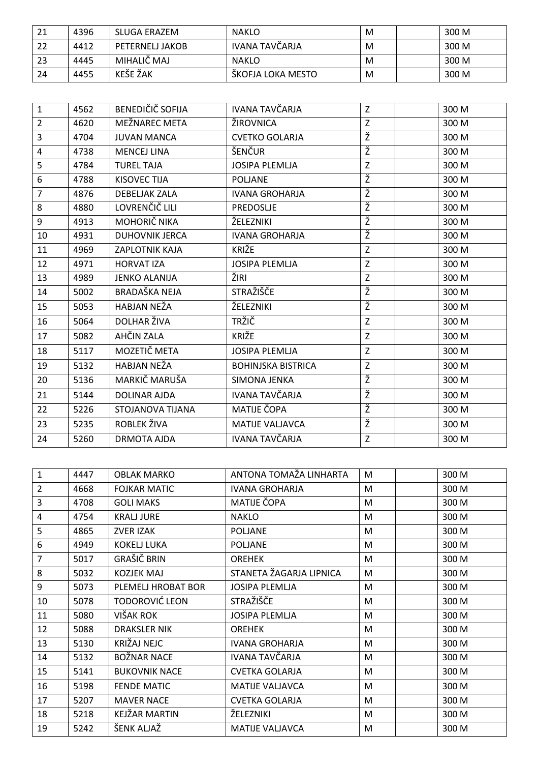| | | | | | | |
|---|---|---|---|---|---|---|
| 21 | 4396 | SLUGA ERAZEM | NAKLO | M | | 300 M |
| 22 | 4412 | PETERNELJ JAKOB | IVANA TAVČARJA | M | | 300 M |
| 23 | 4445 | MIHALIČ MAJ | NAKLO | M | | 300 M |
| 24 | 4455 | KEŠE ŽAK | ŠKOFJA LOKA MESTO | M | | 300 M |

| | | | | | | |
|---|---|---|---|---|---|---|
| 1 | 4562 | BENEDIČIČ SOFIJA | IVANA TAVČARJA | Z | | 300 M |
| 2 | 4620 | MEŽNAREC META | ŽIROVNICA | Z | | 300 M |
| 3 | 4704 | JUVAN MANCA | CVETKO GOLARJA | Ž | | 300 M |
| 4 | 4738 | MENCEJ LINA | ŠENČUR | Ž | | 300 M |
| 5 | 4784 | TUREL TAJA | JOSIPA PLEMLJA | Z | | 300 M |
| 6 | 4788 | KISOVEC TIJA | POLJANE | Ž | | 300 M |
| 7 | 4876 | DEBELJAK ZALA | IVANA GROHARJA | Ž | | 300 M |
| 8 | 4880 | LOVRENČIČ LILI | PREDOSLJE | Ž | | 300 M |
| 9 | 4913 | MOHORIČ NIKA | ŽELEZNIKI | Ž | | 300 M |
| 10 | 4931 | DUHOVNIK JERCA | IVANA GROHARJA | Ž | | 300 M |
| 11 | 4969 | ZAPLOTNIK KAJA | KRIŽE | Z | | 300 M |
| 12 | 4971 | HORVAT IZA | JOSIPA PLEMLJA | Z | | 300 M |
| 13 | 4989 | JENKO ALANIJA | ŽIRI | Z | | 300 M |
| 14 | 5002 | BRADAŠKA NEJA | STRAŽIŠČE | Ž | | 300 M |
| 15 | 5053 | HABJAN NEŽA | ŽELEZNIKI | Ž | | 300 M |
| 16 | 5064 | DOLHAR ŽIVA | TRŽIČ | Z | | 300 M |
| 17 | 5082 | AHČIN ZALA | KRIŽE | Z | | 300 M |
| 18 | 5117 | MOZETIČ META | JOSIPA PLEMLJA | Z | | 300 M |
| 19 | 5132 | HABJAN NEŽA | BOHINJSKA BISTRICA | Z | | 300 M |
| 20 | 5136 | MARKIČ MARUŠA | SIMONA JENKA | Ž | | 300 M |
| 21 | 5144 | DOLINAR AJDA | IVANA TAVČARJA | Ž | | 300 M |
| 22 | 5226 | STOJANOVA TIJANA | MATIJE ČOPA | Ž | | 300 M |
| 23 | 5235 | ROBLEK ŽIVA | MATIJE VALJAVCA | Ž | | 300 M |
| 24 | 5260 | DRMOTA AJDA | IVANA TAVČARJA | Z | | 300 M |

| | | | | | | |
|---|---|---|---|---|---|---|
| 1 | 4447 | OBLAK MARKO | ANTONA TOMAŽA LINHARTA | M | | 300 M |
| 2 | 4668 | FOJKAR MATIC | IVANA GROHARJA | M | | 300 M |
| 3 | 4708 | GOLI MAKS | MATIJE ČOPA | M | | 300 M |
| 4 | 4754 | KRALJ JURE | NAKLO | M | | 300 M |
| 5 | 4865 | ZVER IZAK | POLJANE | M | | 300 M |
| 6 | 4949 | KOKELJ LUKA | POLJANE | M | | 300 M |
| 7 | 5017 | GRAŠIČ BRIN | OREHEK | M | | 300 M |
| 8 | 5032 | KOZJEK MAJ | STANETA ŽAGARJA LIPNICA | M | | 300 M |
| 9 | 5073 | PLEMELJ HROBAT BOR | JOSIPA PLEMLJA | M | | 300 M |
| 10 | 5078 | TODOROVIĆ LEON | STRAŽIŠČE | M | | 300 M |
| 11 | 5080 | VIŠAK ROK | JOSIPA PLEMLJA | M | | 300 M |
| 12 | 5088 | DRAKSLER NIK | OREHEK | M | | 300 M |
| 13 | 5130 | KRIŽAJ NEJC | IVANA GROHARJA | M | | 300 M |
| 14 | 5132 | BOŽNAR NACE | IVANA TAVČARJA | M | | 300 M |
| 15 | 5141 | BUKOVNIK NACE | CVETKA GOLARJA | M | | 300 M |
| 16 | 5198 | FENDE MATIC | MATIJE VALJAVCA | M | | 300 M |
| 17 | 5207 | MAVER NACE | CVETKA GOLARJA | M | | 300 M |
| 18 | 5218 | KEJŽAR MARTIN | ŽELEZNIKI | M | | 300 M |
| 19 | 5242 | ŠENK ALJAŽ | MATIJE VALJAVCA | M | | 300 M |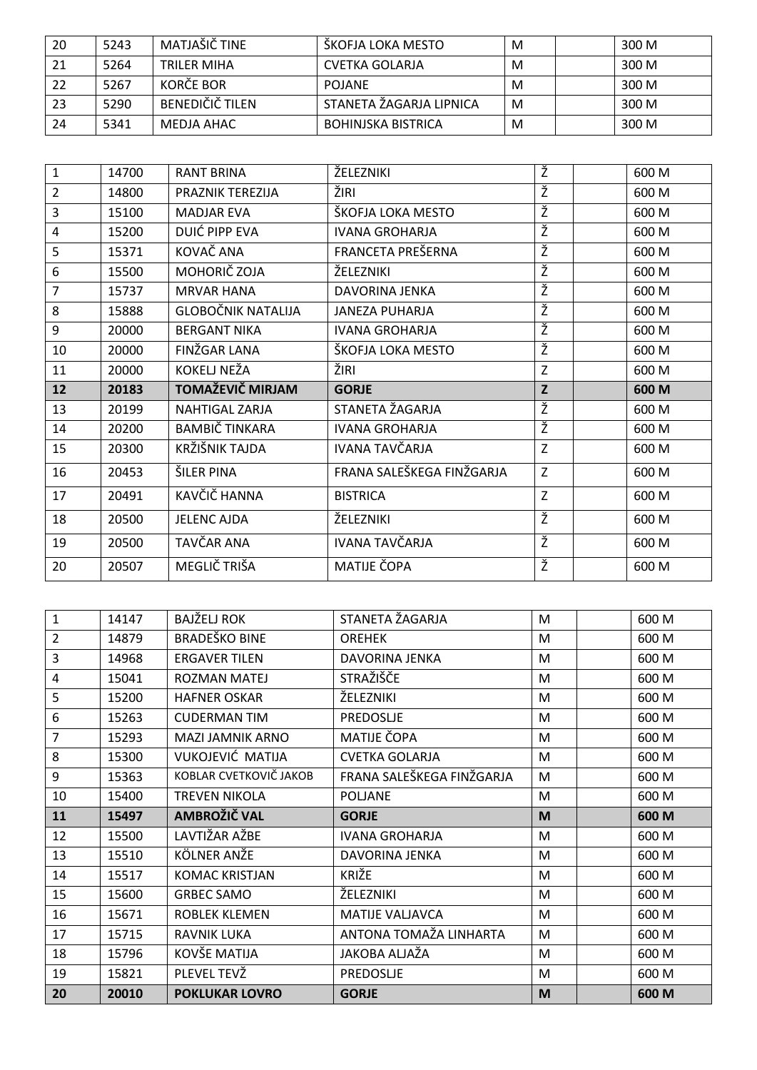| | | | | | | |
|---|---|---|---|---|---|---|
| 20 | 5243 | MATJAŠIČ TINE | ŠKOFJA LOKA MESTO | M | | 300 M |
| 21 | 5264 | TRILER MIHA | CVETKA GOLARJA | M | | 300 M |
| 22 | 5267 | KORČE BOR | POJANE | M | | 300 M |
| 23 | 5290 | BENEDIČIČ TILEN | STANETA ŽAGARJA LIPNICA | M | | 300 M |
| 24 | 5341 | MEDJA AHAC | BOHINJSKA BISTRICA | M | | 300 M |

| | | | | | | |
|---|---|---|---|---|---|---|
| 1 | 14700 | RANT BRINA | ŽELEZNIKI | Ž | | 600 M |
| 2 | 14800 | PRAZNIK TEREZIJA | ŽIRI | Ž | | 600 M |
| 3 | 15100 | MADJAR EVA | ŠKOFJA LOKA MESTO | Ž | | 600 M |
| 4 | 15200 | DUIĆ PIPP EVA | IVANA GROHARJA | Ž | | 600 M |
| 5 | 15371 | KOVAČ ANA | FRANCETA PREŠERNA | Ž | | 600 M |
| 6 | 15500 | MOHORIČ ZOJA | ŽELEZNIKI | Ž | | 600 M |
| 7 | 15737 | MRVAR HANA | DAVORINA JENKA | Ž | | 600 M |
| 8 | 15888 | GLOBOČNIK NATALIJA | JANEZA PUHARJA | Ž | | 600 M |
| 9 | 20000 | BERGANT NIKA | IVANA GROHARJA | Ž | | 600 M |
| 10 | 20000 | FINŽGAR LANA | ŠKOFJA LOKA MESTO | Ž | | 600 M |
| 11 | 20000 | KOKELJ NEŽA | ŽIRI | Z | | 600 M |
| **12** | **20183** | **TOMAŽEVIČ MIRJAM** | **GORJE** | **Z** | | **600 M** |
| 13 | 20199 | NAHTIGAL ZARJA | STANETA ŽAGARJA | Ž | | 600 M |
| 14 | 20200 | BAMBIČ TINKARA | IVANA GROHARJA | Ž | | 600 M |
| 15 | 20300 | KRŽIŠNIK TAJDA | IVANA TAVČARJA | Z | | 600 M |
| 16 | 20453 | ŠILER PINA | FRANA SALEŠKEGA FINŽGARJA | Z | | 600 M |
| 17 | 20491 | KAVČIČ HANNA | BISTRICA | Z | | 600 M |
| 18 | 20500 | JELENC AJDA | ŽELEZNIKI | Ž | | 600 M |
| 19 | 20500 | TAVČAR ANA | IVANA TAVČARJA | Ž | | 600 M |
| 20 | 20507 | MEGLIČ TRIŠA | MATIJE ČOPA | Ž | | 600 M |

| | | | | | | |
|---|---|---|---|---|---|---|
| 1 | 14147 | BAJŽELJ ROK | STANETA ŽAGARJA | M | | 600 M |
| 2 | 14879 | BRADEŠKO BINE | OREHEK | M | | 600 M |
| 3 | 14968 | ERGAVER TILEN | DAVORINA JENKA | M | | 600 M |
| 4 | 15041 | ROZMAN MATEJ | STRAŽIŠČE | M | | 600 M |
| 5 | 15200 | HAFNER OSKAR | ŽELEZNIKI | M | | 600 M |
| 6 | 15263 | CUDERMAN TIM | PREDOSLJE | M | | 600 M |
| 7 | 15293 | MAZI JAMNIK ARNO | MATIJE ČOPA | M | | 600 M |
| 8 | 15300 | VUKOJEVIĆ MATIJA | CVETKA GOLARJA | M | | 600 M |
| 9 | 15363 | KOBLAR CVETKOVIČ JAKOB | FRANA SALEŠKEGA FINŽGARJA | M | | 600 M |
| 10 | 15400 | TREVEN NIKOLA | POLJANE | M | | 600 M |
| **11** | **15497** | **AMBROŽIČ VAL** | **GORJE** | **M** | | **600 M** |
| 12 | 15500 | LAVTIŽAR AŽBE | IVANA GROHARJA | M | | 600 M |
| 13 | 15510 | KÖLNER ANŽE | DAVORINA JENKA | M | | 600 M |
| 14 | 15517 | KOMAC KRISTJAN | KRIŽE | M | | 600 M |
| 15 | 15600 | GRBEC SAMO | ŽELEZNIKI | M | | 600 M |
| 16 | 15671 | ROBLEK KLEMEN | MATIJE VALJAVCA | M | | 600 M |
| 17 | 15715 | RAVNIK LUKA | ANTONA TOMAŽA LINHARTA | M | | 600 M |
| 18 | 15796 | KOVŠE MATIJA | JAKOBA ALJAŽA | M | | 600 M |
| 19 | 15821 | PLEVEL TEVŽ | PREDOSLJE | M | | 600 M |
| **20** | **20010** | **POKLUKAR LOVRO** | **GORJE** | **M** | | **600 M** |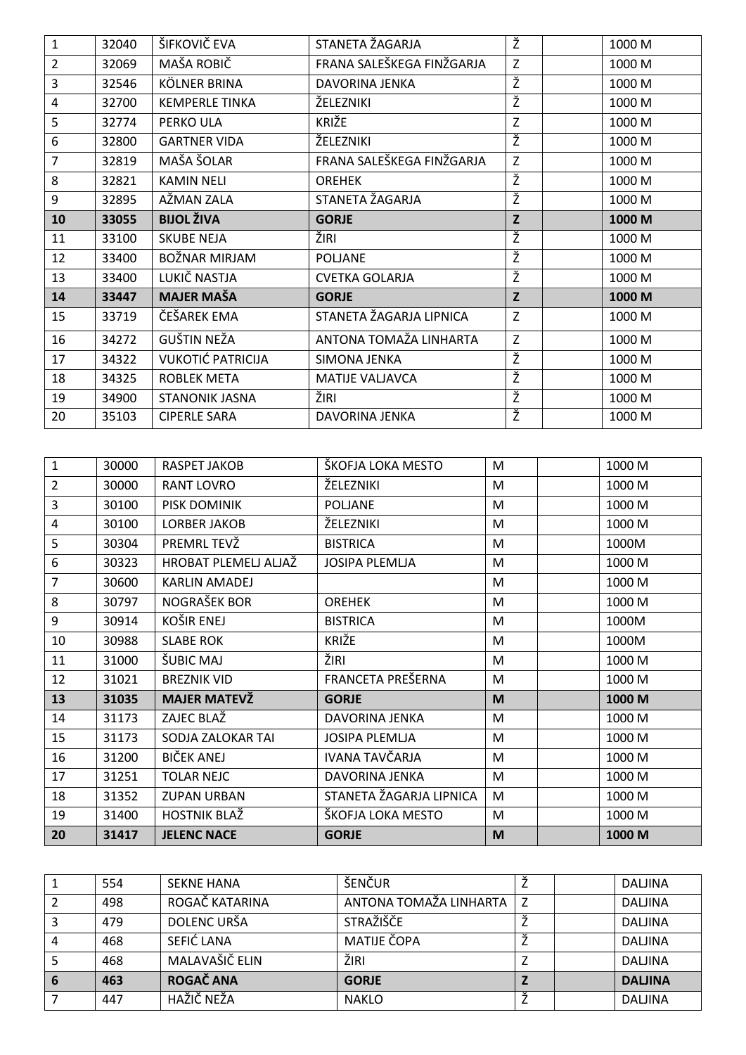| | | | | | | |
|---|---|---|---|---|---|---|
| 1 | 32040 | ŠIFKOVIČ EVA | STANETA ŽAGARJA | Ž | | 1000 M |
| 2 | 32069 | MAŠA ROBIČ | FRANA SALEŠKEGA FINŽGARJA | Z | | 1000 M |
| 3 | 32546 | KÖLNER BRINA | DAVORINA JENKA | Ž | | 1000 M |
| 4 | 32700 | KEMPERLE TINKA | ŽELEZNIKI | Ž | | 1000 M |
| 5 | 32774 | PERKO ULA | KRIŽE | Z | | 1000 M |
| 6 | 32800 | GARTNER VIDA | ŽELEZNIKI | Ž | | 1000 M |
| 7 | 32819 | MAŠA ŠOLAR | FRANA SALEŠKEGA FINŽGARJA | Z | | 1000 M |
| 8 | 32821 | KAMIN NELI | OREHEK | Ž | | 1000 M |
| 9 | 32895 | AŽMAN ZALA | STANETA ŽAGARJA | Ž | | 1000 M |
| **10** | **33055** | **BIJOL ŽIVA** | **GORJE** | **Z** | | **1000 M** |
| 11 | 33100 | SKUBE NEJA | ŽIRI | Ž | | 1000 M |
| 12 | 33400 | BOŽNAR MIRJAM | POLJANE | Ž | | 1000 M |
| 13 | 33400 | LUKIČ NASTJA | CVETKA GOLARJA | Ž | | 1000 M |
| **14** | **33447** | **MAJER MAŠA** | **GORJE** | **Z** | | **1000 M** |
| 15 | 33719 | ČEŠAREK EMA | STANETA ŽAGARJA LIPNICA | Z | | 1000 M |
| 16 | 34272 | GUŠTIN NEŽA | ANTONA TOMAŽA LINHARTA | Z | | 1000 M |
| 17 | 34322 | VUKOTIĆ PATRICIJA | SIMONA JENKA | Ž | | 1000 M |
| 18 | 34325 | ROBLEK META | MATIJE VALJAVCA | Ž | | 1000 M |
| 19 | 34900 | STANONIK JASNA | ŽIRI | Ž | | 1000 M |
| 20 | 35103 | CIPERLE SARA | DAVORINA JENKA | Ž | | 1000 M |

| | | | | | | |
|---|---|---|---|---|---|---|
| 1 | 30000 | RASPET JAKOB | ŠKOFJA LOKA MESTO | M | | 1000 M |
| 2 | 30000 | RANT LOVRO | ŽELEZNIKI | M | | 1000 M |
| 3 | 30100 | PISK DOMINIK | POLJANE | M | | 1000 M |
| 4 | 30100 | LORBER JAKOB | ŽELEZNIKI | M | | 1000 M |
| 5 | 30304 | PREMRL TEVŽ | BISTRICA | M | | 1000M |
| 6 | 30323 | HROBAT PLEMELJ ALJAŽ | JOSIPA PLEMLJA | M | | 1000 M |
| 7 | 30600 | KARLIN AMADEJ | | M | | 1000 M |
| 8 | 30797 | NOGRAŠEK BOR | OREHEK | M | | 1000 M |
| 9 | 30914 | KOŠIR ENEJ | BISTRICA | M | | 1000M |
| 10 | 30988 | SLABE ROK | KRIŽE | M | | 1000M |
| 11 | 31000 | ŠUBIC MAJ | ŽIRI | M | | 1000 M |
| 12 | 31021 | BREZNIK VID | FRANCETA PREŠERNA | M | | 1000 M |
| **13** | **31035** | **MAJER MATEVŽ** | **GORJE** | **M** | | **1000 M** |
| 14 | 31173 | ZAJEC BLAŽ | DAVORINA JENKA | M | | 1000 M |
| 15 | 31173 | SODJA ZALOKAR TAI | JOSIPA PLEMLJA | M | | 1000 M |
| 16 | 31200 | BIČEK ANEJ | IVANA TAVČARJA | M | | 1000 M |
| 17 | 31251 | TOLAR NEJC | DAVORINA JENKA | M | | 1000 M |
| 18 | 31352 | ZUPAN URBAN | STANETA ŽAGARJA LIPNICA | M | | 1000 M |
| 19 | 31400 | HOSTNIK BLAŽ | ŠKOFJA LOKA MESTO | M | | 1000 M |
| **20** | **31417** | **JELENC NACE** | **GORJE** | **M** | | **1000 M** |

| | | | | | | |
|---|---|---|---|---|---|---|
| 1 | 554 | SEKNE HANA | ŠENČUR | Ž | | DALJINA |
| 2 | 498 | ROGAČ KATARINA | ANTONA TOMAŽA LINHARTA | Z | | DALJINA |
| 3 | 479 | DOLENC URŠA | STRAŽIŠČE | Ž | | DALJINA |
| 4 | 468 | SEFIĆ LANA | MATIJE ČOPA | Ž | | DALJINA |
| 5 | 468 | MALAVAŠIČ ELIN | ŽIRI | Z | | DALJINA |
| **6** | **463** | **ROGAČ ANA** | **GORJE** | **Z** | | **DALJINA** |
| 7 | 447 | HAŽIČ NEŽA | NAKLO | Ž | | DALJINA |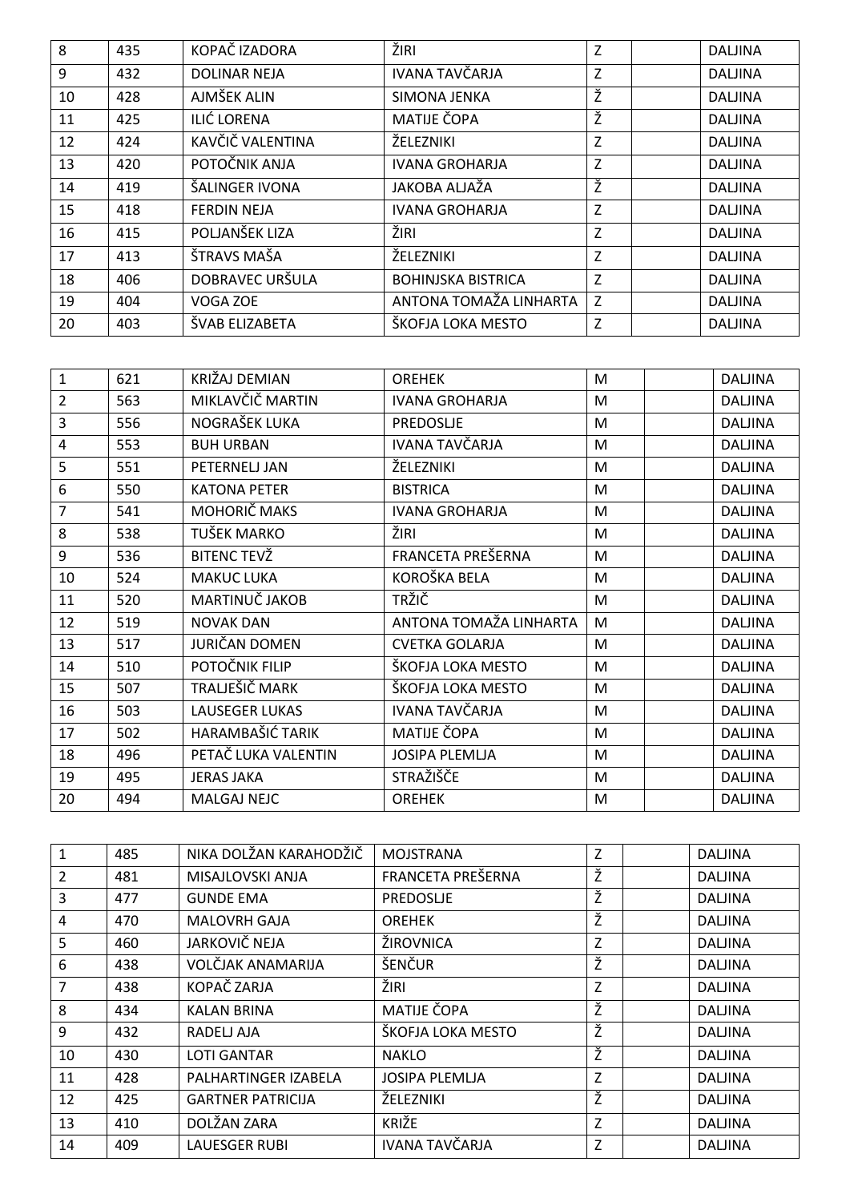| | | | | | | |
|---|---|---|---|---|---|---|
| 8 | 435 | KOPAČ IZADORA | ŽIRI | Z | | DALJINA |
| 9 | 432 | DOLINAR NEJA | IVANA TAVČARJA | Z | | DALJINA |
| 10 | 428 | AJMŠEK ALIN | SIMONA JENKA | Ž | | DALJINA |
| 11 | 425 | ILIĆ LORENA | MATIJE ČOPA | Ž | | DALJINA |
| 12 | 424 | KAVČIČ VALENTINA | ŽELEZNIKI | Z | | DALJINA |
| 13 | 420 | POTOČNIK ANJA | IVANA GROHARJA | Z | | DALJINA |
| 14 | 419 | ŠALINGER IVONA | JAKOBA ALJAŽA | Ž | | DALJINA |
| 15 | 418 | FERDIN NEJA | IVANA GROHARJA | Z | | DALJINA |
| 16 | 415 | POLJANŠEK LIZA | ŽIRI | Z | | DALJINA |
| 17 | 413 | ŠTRAVS MAŠA | ŽELEZNIKI | Z | | DALJINA |
| 18 | 406 | DOBRAVEC URŠULA | BOHINJSKA BISTRICA | Z | | DALJINA |
| 19 | 404 | VOGA ZOE | ANTONA TOMAŽA LINHARTA | Z | | DALJINA |
| 20 | 403 | ŠVAB ELIZABETA | ŠKOFJA LOKA MESTO | Z | | DALJINA |

| | | | | | | |
|---|---|---|---|---|---|---|
| 1 | 621 | KRIŽAJ DEMIAN | OREHEK | M | | DALJINA |
| 2 | 563 | MIKLAVČIČ MARTIN | IVANA GROHARJA | M | | DALJINA |
| 3 | 556 | NOGRAŠEK LUKA | PREDOSLJE | M | | DALJINA |
| 4 | 553 | BUH URBAN | IVANA TAVČARJA | M | | DALJINA |
| 5 | 551 | PETERNELJ JAN | ŽELEZNIKI | M | | DALJINA |
| 6 | 550 | KATONA PETER | BISTRICA | M | | DALJINA |
| 7 | 541 | MOHORIČ MAKS | IVANA GROHARJA | M | | DALJINA |
| 8 | 538 | TUŠEK MARKO | ŽIRI | M | | DALJINA |
| 9 | 536 | BITENC TEVŽ | FRANCETA PREŠERNA | M | | DALJINA |
| 10 | 524 | MAKUC LUKA | KOROŠKA BELA | M | | DALJINA |
| 11 | 520 | MARTINUČ JAKOB | TRŽIČ | M | | DALJINA |
| 12 | 519 | NOVAK DAN | ANTONA TOMAŽA LINHARTA | M | | DALJINA |
| 13 | 517 | JURIČAN DOMEN | CVETKA GOLARJA | M | | DALJINA |
| 14 | 510 | POTOČNIK FILIP | ŠKOFJA LOKA MESTO | M | | DALJINA |
| 15 | 507 | TRALJEŠIČ MARK | ŠKOFJA LOKA MESTO | M | | DALJINA |
| 16 | 503 | LAUSEGER LUKAS | IVANA TAVČARJA | M | | DALJINA |
| 17 | 502 | HARAMBAŠIĆ TARIK | MATIJE ČOPA | M | | DALJINA |
| 18 | 496 | PETAČ LUKA VALENTIN | JOSIPA PLEMLJA | M | | DALJINA |
| 19 | 495 | JERAS JAKA | STRAŽIŠČE | M | | DALJINA |
| 20 | 494 | MALGAJ NEJC | OREHEK | M | | DALJINA |

| | | | | | | |
|---|---|---|---|---|---|---|
| 1 | 485 | NIKA DOLŽAN KARAHODŽIČ | MOJSTRANA | Z | | DALJINA |
| 2 | 481 | MISAJLOVSKI ANJA | FRANCETA PREŠERNA | Ž | | DALJINA |
| 3 | 477 | GUNDE EMA | PREDOSLJE | Ž | | DALJINA |
| 4 | 470 | MALOVRH GAJA | OREHEK | Ž | | DALJINA |
| 5 | 460 | JARKOVIČ NEJA | ŽIROVNICA | Z | | DALJINA |
| 6 | 438 | VOLČJAK ANAMARIJA | ŠENČUR | Ž | | DALJINA |
| 7 | 438 | KOPAČ ZARJA | ŽIRI | Z | | DALJINA |
| 8 | 434 | KALAN BRINA | MATIJE ČOPA | Ž | | DALJINA |
| 9 | 432 | RADELJ AJA | ŠKOFJA LOKA MESTO | Ž | | DALJINA |
| 10 | 430 | LOTI GANTAR | NAKLO | Ž | | DALJINA |
| 11 | 428 | PALHARTINGER IZABELA | JOSIPA PLEMLJA | Z | | DALJINA |
| 12 | 425 | GARTNER PATRICIJA | ŽELEZNIKI | Ž | | DALJINA |
| 13 | 410 | DOLŽAN ZARA | KRIŽE | Z | | DALJINA |
| 14 | 409 | LAUESGER RUBI | IVANA TAVČARJA | Z | | DALJINA |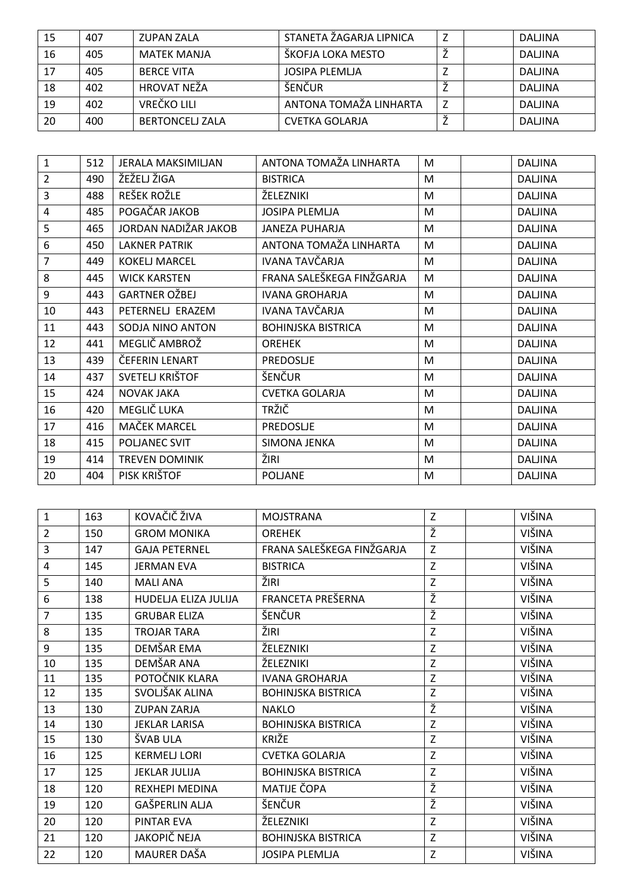| 15 | 407 | ZUPAN ZALA | STANETA ŽAGARJA LIPNICA | Z | | DALJINA |
|---|---|---|---|---|---|---|
| 16 | 405 | MATEK MANJA | ŠKOFJA LOKA MESTO | Ž | | DALJINA |
| 17 | 405 | BERCE VITA | JOSIPA PLEMLJA | Z | | DALJINA |
| 18 | 402 | HROVAT NEŽA | ŠENČUR | Ž | | DALJINA |
| 19 | 402 | VREČKO LILI | ANTONA TOMAŽA LINHARTA | Z | | DALJINA |
| 20 | 400 | BERTONCELJ ZALA | CVETKA GOLARJA | Ž | | DALJINA |

| 1 | 512 | JERALA MAKSIMILJAN | ANTONA TOMAŽA LINHARTA | M | | DALJINA |
|---|---|---|---|---|---|---|
| 2 | 490 | ŽEŽELJ ŽIGA | BISTRICA | M | | DALJINA |
| 3 | 488 | REŠEK ROŽLE | ŽELEZNIKI | M | | DALJINA |
| 4 | 485 | POGAČAR JAKOB | JOSIPA PLEMLJA | M | | DALJINA |
| 5 | 465 | JORDAN NADIŽAR JAKOB | JANEZA PUHARJA | M | | DALJINA |
| 6 | 450 | LAKNER PATRIK | ANTONA TOMAŽA LINHARTA | M | | DALJINA |
| 7 | 449 | KOKELJ MARCEL | IVANA TAVČARJA | M | | DALJINA |
| 8 | 445 | WICK KARSTEN | FRANA SALEŠKEGA FINŽGARJA | M | | DALJINA |
| 9 | 443 | GARTNER OŽBEJ | IVANA GROHARJA | M | | DALJINA |
| 10 | 443 | PETERNELJ ERAZEM | IVANA TAVČARJA | M | | DALJINA |
| 11 | 443 | SODJA NINO ANTON | BOHINJSKA BISTRICA | M | | DALJINA |
| 12 | 441 | MEGLIČ AMBROŽ | OREHEK | M | | DALJINA |
| 13 | 439 | ČEFERIN LENART | PREDOSLJE | M | | DALJINA |
| 14 | 437 | SVETELJ KRIŠTOF | ŠENČUR | M | | DALJINA |
| 15 | 424 | NOVAK JAKA | CVETKA GOLARJA | M | | DALJINA |
| 16 | 420 | MEGLIČ LUKA | TRŽIČ | M | | DALJINA |
| 17 | 416 | MAČEK MARCEL | PREDOSLJE | M | | DALJINA |
| 18 | 415 | POLJANEC SVIT | SIMONA JENKA | M | | DALJINA |
| 19 | 414 | TREVEN DOMINIK | ŽIRI | M | | DALJINA |
| 20 | 404 | PISK KRIŠTOF | POLJANE | M | | DALJINA |

| 1 | 163 | KOVAČIČ ŽIVA | MOJSTRANA | Z | | VIŠINA |
|---|---|---|---|---|---|---|
| 2 | 150 | GROM MONIKA | OREHEK | Ž | | VIŠINA |
| 3 | 147 | GAJA PETERNEL | FRANA SALEŠKEGA FINŽGARJA | Z | | VIŠINA |
| 4 | 145 | JERMAN EVA | BISTRICA | Z | | VIŠINA |
| 5 | 140 | MALI ANA | ŽIRI | Z | | VIŠINA |
| 6 | 138 | HUDELJA ELIZA JULIJA | FRANCETA PREŠERNA | Ž | | VIŠINA |
| 7 | 135 | GRUBAR ELIZA | ŠENČUR | Ž | | VIŠINA |
| 8 | 135 | TROJAR TARA | ŽIRI | Z | | VIŠINA |
| 9 | 135 | DEMŠAR EMA | ŽELEZNIKI | Z | | VIŠINA |
| 10 | 135 | DEMŠAR ANA | ŽELEZNIKI | Z | | VIŠINA |
| 11 | 135 | POTOČNIK KLARA | IVANA GROHARJA | Z | | VIŠINA |
| 12 | 135 | SVOLJŠAK ALINA | BOHINJSKA BISTRICA | Z | | VIŠINA |
| 13 | 130 | ZUPAN ZARJA | NAKLO | Ž | | VIŠINA |
| 14 | 130 | JEKLAR LARISA | BOHINJSKA BISTRICA | Z | | VIŠINA |
| 15 | 130 | ŠVAB ULA | KRIŽE | Z | | VIŠINA |
| 16 | 125 | KERMELJ LORI | CVETKA GOLARJA | Z | | VIŠINA |
| 17 | 125 | JEKLAR JULIJA | BOHINJSKA BISTRICA | Z | | VIŠINA |
| 18 | 120 | REXHEPI MEDINA | MATIJE ČOPA | Ž | | VIŠINA |
| 19 | 120 | GAŠPERLIN ALJA | ŠENČUR | Ž | | VIŠINA |
| 20 | 120 | PINTAR EVA | ŽELEZNIKI | Z | | VIŠINA |
| 21 | 120 | JAKOPIČ NEJA | BOHINJSKA BISTRICA | Z | | VIŠINA |
| 22 | 120 | MAURER DAŠA | JOSIPA PLEMLJA | Z | | VIŠINA |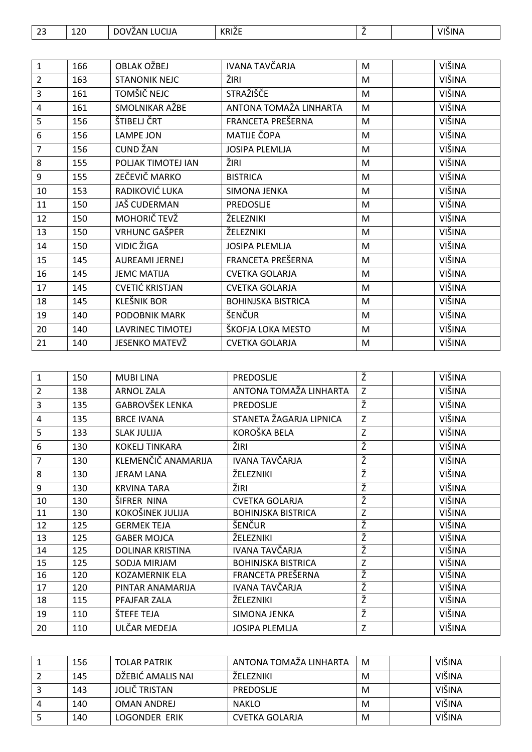| | | | | | | |
|---|---|---|---|---|---|---|
| 23 | 120 | DOVŽAN LUCIJA | KRIŽE | Ž | | VIŠINA |

| | | | | | | |
|---|---|---|---|---|---|---|
| 1 | 166 | OBLAK OŽBEJ | IVANA TAVČARJA | M | | VIŠINA |
| 2 | 163 | STANONIK NEJC | ŽIRI | M | | VIŠINA |
| 3 | 161 | TOMŠIČ NEJC | STRAŽIŠČE | M | | VIŠINA |
| 4 | 161 | SMOLNIKAR AŽBE | ANTONA TOMAŽA LINHARTA | M | | VIŠINA |
| 5 | 156 | ŠTIBELJ ČRT | FRANCETA PREŠERNA | M | | VIŠINA |
| 6 | 156 | LAMPE JON | MATIJE ČOPA | M | | VIŠINA |
| 7 | 156 | CUND ŽAN | JOSIPA PLEMLJA | M | | VIŠINA |
| 8 | 155 | POLJAK TIMOTEJ IAN | ŽIRI | M | | VIŠINA |
| 9 | 155 | ZEČEVIČ MARKO | BISTRICA | M | | VIŠINA |
| 10 | 153 | RADIKOVIĆ LUKA | SIMONA JENKA | M | | VIŠINA |
| 11 | 150 | JAŠ CUDERMAN | PREDOSLJE | M | | VIŠINA |
| 12 | 150 | MOHORIČ TEVŽ | ŽELEZNIKI | M | | VIŠINA |
| 13 | 150 | VRHUNC GAŠPER | ŽELEZNIKI | M | | VIŠINA |
| 14 | 150 | VIDIC ŽIGA | JOSIPA PLEMLJA | M | | VIŠINA |
| 15 | 145 | AUREAMI JERNEJ | FRANCETA PREŠERNA | M | | VIŠINA |
| 16 | 145 | JEMC MATIJA | CVETKA GOLARJA | M | | VIŠINA |
| 17 | 145 | CVETIĆ KRISTJAN | CVETKA GOLARJA | M | | VIŠINA |
| 18 | 145 | KLEŠNIK BOR | BOHINJSKA BISTRICA | M | | VIŠINA |
| 19 | 140 | PODOBNIK MARK | ŠENČUR | M | | VIŠINA |
| 20 | 140 | LAVRINEC TIMOTEJ | ŠKOFJA LOKA MESTO | M | | VIŠINA |
| 21 | 140 | JESENKO MATEVŽ | CVETKA GOLARJA | M | | VIŠINA |

| | | | | | | |
|---|---|---|---|---|---|---|
| 1 | 150 | MUBI LINA | PREDOSLJE | Ž | | VIŠINA |
| 2 | 138 | ARNOL ZALA | ANTONA TOMAŽA LINHARTA | Z | | VIŠINA |
| 3 | 135 | GABROVŠEK LENKA | PREDOSLJE | Ž | | VIŠINA |
| 4 | 135 | BRCE IVANA | STANETA ŽAGARJA LIPNICA | Z | | VIŠINA |
| 5 | 133 | SLAK JULIJA | KOROŠKA BELA | Z | | VIŠINA |
| 6 | 130 | KOKELJ TINKARA | ŽIRI | Ž | | VIŠINA |
| 7 | 130 | KLEMENČIČ ANAMARIJA | IVANA TAVČARJA | Ž | | VIŠINA |
| 8 | 130 | JERAM LANA | ŽELEZNIKI | Ž | | VIŠINA |
| 9 | 130 | KRVINA TARA | ŽIRI | Ž | | VIŠINA |
| 10 | 130 | ŠIFRER NINA | CVETKA GOLARJA | Ž | | VIŠINA |
| 11 | 130 | KOKOŠINEK JULIJA | BOHINJSKA BISTRICA | Z | | VIŠINA |
| 12 | 125 | GERMEK TEJA | ŠENČUR | Ž | | VIŠINA |
| 13 | 125 | GABER MOJCA | ŽELEZNIKI | Ž | | VIŠINA |
| 14 | 125 | DOLINAR KRISTINA | IVANA TAVČARJA | Ž | | VIŠINA |
| 15 | 125 | SODJA MIRJAM | BOHINJSKA BISTRICA | Z | | VIŠINA |
| 16 | 120 | KOZAMERNIK ELA | FRANCETA PREŠERNA | Ž | | VIŠINA |
| 17 | 120 | PINTAR ANAMARIJA | IVANA TAVČARJA | Ž | | VIŠINA |
| 18 | 115 | PFAJFAR ZALA | ŽELEZNIKI | Ž | | VIŠINA |
| 19 | 110 | ŠTEFE TEJA | SIMONA JENKA | Ž | | VIŠINA |
| 20 | 110 | ULČAR MEDEJA | JOSIPA PLEMLJA | Z | | VIŠINA |

| | | | | | | |
|---|---|---|---|---|---|---|
| 1 | 156 | TOLAR PATRIK | ANTONA TOMAŽA LINHARTA | M | | VIŠINA |
| 2 | 145 | DŽEBIĆ AMALIS NAI | ŽELEZNIKI | M | | VIŠINA |
| 3 | 143 | JOLIČ TRISTAN | PREDOSLJE | M | | VIŠINA |
| 4 | 140 | OMAN ANDREJ | NAKLO | M | | VIŠINA |
| 5 | 140 | LOGONDER ERIK | CVETKA GOLARJA | M | | VIŠINA |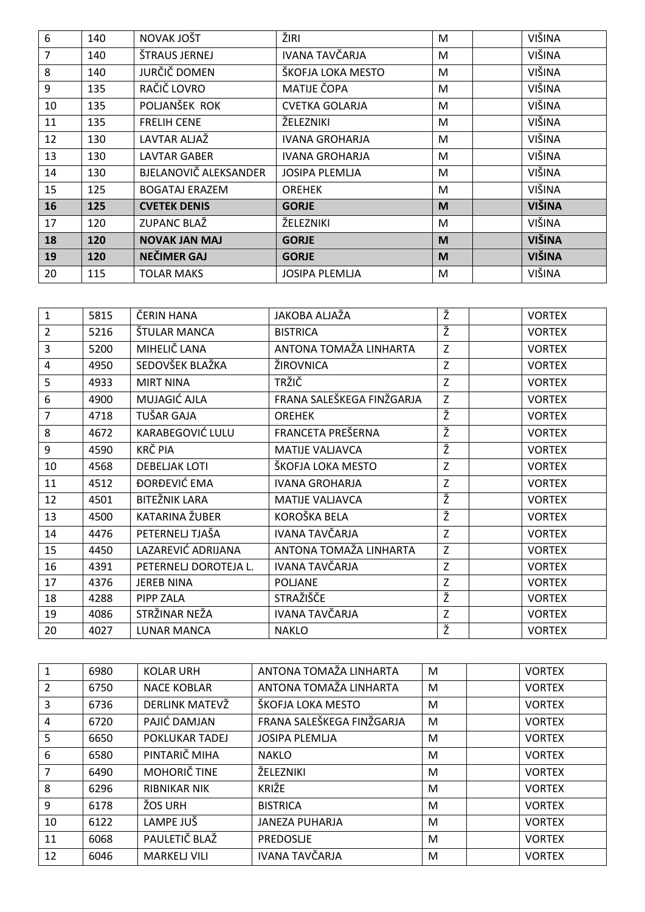| 6 | 140 | NOVAK JOŠT | ŽIRI | M | | VIŠINA |
|---|---|---|---|---|---|---|
| 7 | 140 | ŠTRAUS JERNEJ | IVANA TAVČARJA | M | | VIŠINA |
| 8 | 140 | JURČIČ DOMEN | ŠKOFJA LOKA MESTO | M | | VIŠINA |
| 9 | 135 | RAČIČ LOVRO | MATIJE ČOPA | M | | VIŠINA |
| 10 | 135 | POLJANŠEK ROK | CVETKA GOLARJA | M | | VIŠINA |
| 11 | 135 | FRELIH CENE | ŽELEZNIKI | M | | VIŠINA |
| 12 | 130 | LAVTAR ALJAŽ | IVANA GROHARJA | M | | VIŠINA |
| 13 | 130 | LAVTAR GABER | IVANA GROHARJA | M | | VIŠINA |
| 14 | 130 | BJELANOVIČ ALEKSANDER | JOSIPA PLEMLJA | M | | VIŠINA |
| 15 | 125 | BOGATAJ ERAZEM | OREHEK | M | | VIŠINA |
| **16** | **125** | **CVETEK DENIS** | **GORJE** | **M** | | **VIŠINA** |
| 17 | 120 | ZUPANC BLAŽ | ŽELEZNIKI | M | | VIŠINA |
| **18** | **120** | **NOVAK JAN MAJ** | **GORJE** | **M** | | **VIŠINA** |
| **19** | **120** | **NEČIMER GAJ** | **GORJE** | **M** | | **VIŠINA** |
| 20 | 115 | TOLAR MAKS | JOSIPA PLEMLJA | M | | VIŠINA |

| 1 | 5815 | ČERIN HANA | JAKOBA ALJAŽA | Ž | | VORTEX |
|---|---|---|---|---|---|---|
| 2 | 5216 | ŠTULAR MANCA | BISTRICA | Ž | | VORTEX |
| 3 | 5200 | MIHELIČ LANA | ANTONA TOMAŽA LINHARTA | Z | | VORTEX |
| 4 | 4950 | SEDOVŠEK BLAŽKA | ŽIROVNICA | Z | | VORTEX |
| 5 | 4933 | MIRT NINA | TRŽIČ | Z | | VORTEX |
| 6 | 4900 | MUJAGIĆ AJLA | FRANA SALEŠKEGA FINŽGARJA | Z | | VORTEX |
| 7 | 4718 | TUŠAR GAJA | OREHEK | Ž | | VORTEX |
| 8 | 4672 | KARABEGOVIĆ LULU | FRANCETA PREŠERNA | Ž | | VORTEX |
| 9 | 4590 | KRČ PIA | MATIJE VALJAVCA | Ž | | VORTEX |
| 10 | 4568 | DEBELJAK LOTI | ŠKOFJA LOKA MESTO | Z | | VORTEX |
| 11 | 4512 | ĐORĐEVIĆ EMA | IVANA GROHARJA | Z | | VORTEX |
| 12 | 4501 | BITEŽNIK LARA | MATIJE VALJAVCA | Ž | | VORTEX |
| 13 | 4500 | KATARINA ŽUBER | KOROŠKA BELA | Ž | | VORTEX |
| 14 | 4476 | PETERNELJ TJAŠA | IVANA TAVČARJA | Z | | VORTEX |
| 15 | 4450 | LAZAREVIĆ ADRIJANA | ANTONA TOMAŽA LINHARTA | Z | | VORTEX |
| 16 | 4391 | PETERNELJ DOROTEJA L. | IVANA TAVČARJA | Z | | VORTEX |
| 17 | 4376 | JEREB NINA | POLJANE | Z | | VORTEX |
| 18 | 4288 | PIPP ZALA | STRAŽIŠČE | Ž | | VORTEX |
| 19 | 4086 | STRŽINAR NEŽA | IVANA TAVČARJA | Z | | VORTEX |
| 20 | 4027 | LUNAR MANCA | NAKLO | Ž | | VORTEX |

| 1 | 6980 | KOLAR URH | ANTONA TOMAŽA LINHARTA | M | | VORTEX |
|---|---|---|---|---|---|---|
| 2 | 6750 | NACE KOBLAR | ANTONA TOMAŽA LINHARTA | M | | VORTEX |
| 3 | 6736 | DERLINK MATEVŽ | ŠKOFJA LOKA MESTO | M | | VORTEX |
| 4 | 6720 | PAJIĆ DAMJAN | FRANA SALEŠKEGA FINŽGARJA | M | | VORTEX |
| 5 | 6650 | POKLUKAR TADEJ | JOSIPA PLEMLJA | M | | VORTEX |
| 6 | 6580 | PINTARIČ MIHA | NAKLO | M | | VORTEX |
| 7 | 6490 | MOHORIČ TINE | ŽELEZNIKI | M | | VORTEX |
| 8 | 6296 | RIBNIKAR NIK | KRIŽE | M | | VORTEX |
| 9 | 6178 | ŽOS URH | BISTRICA | M | | VORTEX |
| 10 | 6122 | LAMPE JUŠ | JANEZA PUHARJA | M | | VORTEX |
| 11 | 6068 | PAULETIČ BLAŽ | PREDOSLJE | M | | VORTEX |
| 12 | 6046 | MARKELJ VILI | IVANA TAVČARJA | M | | VORTEX |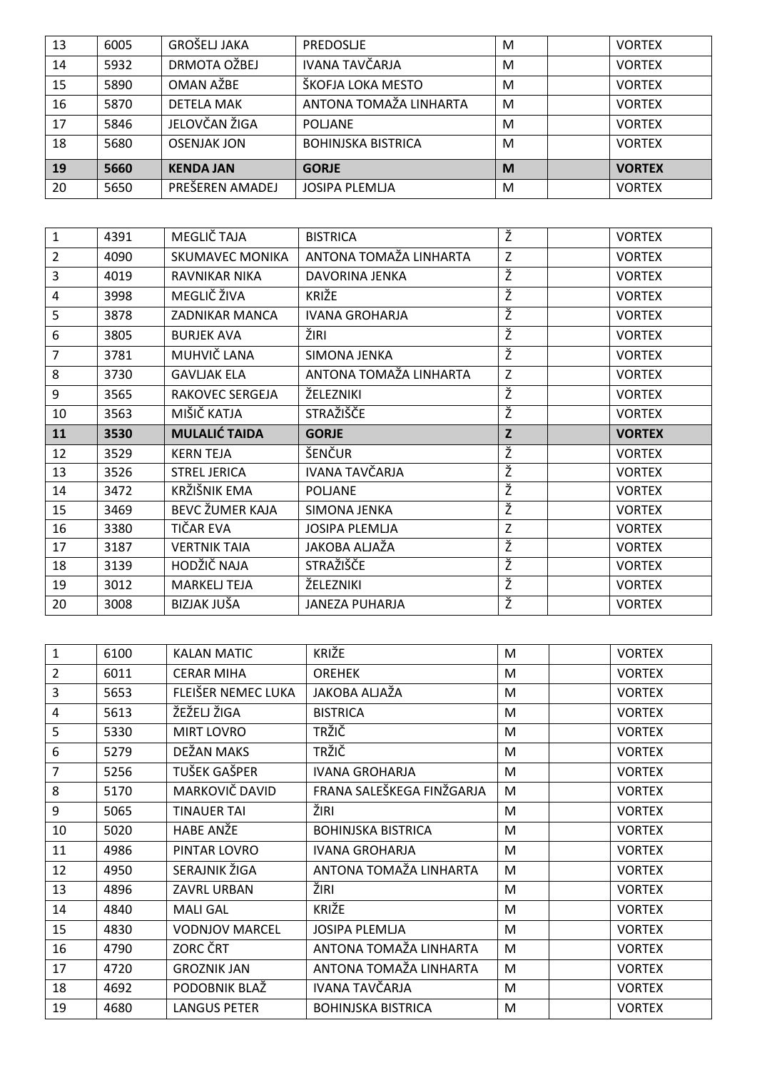| | | | | | | |
|---|---|---|---|---|---|---|
| 13 | 6005 | GROŠELJ JAKA | PREDOSLJE | M | | VORTEX |
| 14 | 5932 | DRMOTA OŽBEJ | IVANA TAVČARJA | M | | VORTEX |
| 15 | 5890 | OMAN AŽBE | ŠKOFJA LOKA MESTO | M | | VORTEX |
| 16 | 5870 | DETELA MAK | ANTONA TOMAŽA LINHARTA | M | | VORTEX |
| 17 | 5846 | JELOVČAN ŽIGA | POLJANE | M | | VORTEX |
| 18 | 5680 | OSENJAK JON | BOHINJSKA BISTRICA | M | | VORTEX |
| **19** | **5660** | **KENDA JAN** | **GORJE** | **M** | | **VORTEX** |
| 20 | 5650 | PREŠEREN AMADEJ | JOSIPA PLEMLJA | M | | VORTEX |

| | | | | | | |
|---|---|---|---|---|---|---|
| 1 | 4391 | MEGLIČ TAJA | BISTRICA | Ž | | VORTEX |
| 2 | 4090 | SKUMAVEC MONIKA | ANTONA TOMAŽA LINHARTA | Z | | VORTEX |
| 3 | 4019 | RAVNIKAR NIKA | DAVORINA JENKA | Ž | | VORTEX |
| 4 | 3998 | MEGLIČ ŽIVA | KRIŽE | Ž | | VORTEX |
| 5 | 3878 | ZADNIKAR MANCA | IVANA GROHARJA | Ž | | VORTEX |
| 6 | 3805 | BURJEK AVA | ŽIRI | Ž | | VORTEX |
| 7 | 3781 | MUHVIČ LANA | SIMONA JENKA | Ž | | VORTEX |
| 8 | 3730 | GAVLJAK ELA | ANTONA TOMAŽA LINHARTA | Z | | VORTEX |
| 9 | 3565 | RAKOVEC SERGEJA | ŽELEZNIKI | Ž | | VORTEX |
| 10 | 3563 | MIŠIČ KATJA | STRAŽIŠČE | Ž | | VORTEX |
| **11** | **3530** | **MULALIĆ TAIDA** | **GORJE** | **Z** | | **VORTEX** |
| 12 | 3529 | KERN TEJA | ŠENČUR | Ž | | VORTEX |
| 13 | 3526 | STREL JERICA | IVANA TAVČARJA | Ž | | VORTEX |
| 14 | 3472 | KRŽIŠNIK EMA | POLJANE | Ž | | VORTEX |
| 15 | 3469 | BEVC ŽUMER KAJA | SIMONA JENKA | Ž | | VORTEX |
| 16 | 3380 | TIČAR EVA | JOSIPA PLEMLJA | Z | | VORTEX |
| 17 | 3187 | VERTNIK TAIA | JAKOBA ALJAŽA | Ž | | VORTEX |
| 18 | 3139 | HODŽIČ NAJA | STRAŽIŠČE | Ž | | VORTEX |
| 19 | 3012 | MARKELJ TEJA | ŽELEZNIKI | Ž | | VORTEX |
| 20 | 3008 | BIZJAK JUŠA | JANEZA PUHARJA | Ž | | VORTEX |

| | | | | | | |
|---|---|---|---|---|---|---|
| 1 | 6100 | KALAN MATIC | KRIŽE | M | | VORTEX |
| 2 | 6011 | CERAR MIHA | OREHEK | M | | VORTEX |
| 3 | 5653 | FLEIŠER NEMEC LUKA | JAKOBA ALJAŽA | M | | VORTEX |
| 4 | 5613 | ŽEŽELJ ŽIGA | BISTRICA | M | | VORTEX |
| 5 | 5330 | MIRT LOVRO | TRŽIČ | M | | VORTEX |
| 6 | 5279 | DEŽAN MAKS | TRŽIČ | M | | VORTEX |
| 7 | 5256 | TUŠEK GAŠPER | IVANA GROHARJA | M | | VORTEX |
| 8 | 5170 | MARKOVIČ DAVID | FRANA SALEŠKEGA FINŽGARJA | M | | VORTEX |
| 9 | 5065 | TINAUER TAI | ŽIRI | M | | VORTEX |
| 10 | 5020 | HABE ANŽE | BOHINJSKA BISTRICA | M | | VORTEX |
| 11 | 4986 | PINTAR LOVRO | IVANA GROHARJA | M | | VORTEX |
| 12 | 4950 | SERAJNIK ŽIGA | ANTONA TOMAŽA LINHARTA | M | | VORTEX |
| 13 | 4896 | ZAVRL URBAN | ŽIRI | M | | VORTEX |
| 14 | 4840 | MALI GAL | KRIŽE | M | | VORTEX |
| 15 | 4830 | VODNJOV MARCEL | JOSIPA PLEMLJA | M | | VORTEX |
| 16 | 4790 | ZORC ČRT | ANTONA TOMAŽA LINHARTA | M | | VORTEX |
| 17 | 4720 | GROZNIK JAN | ANTONA TOMAŽA LINHARTA | M | | VORTEX |
| 18 | 4692 | PODOBNIK BLAŽ | IVANA TAVČARJA | M | | VORTEX |
| 19 | 4680 | LANGUS PETER | BOHINJSKA BISTRICA | M | | VORTEX |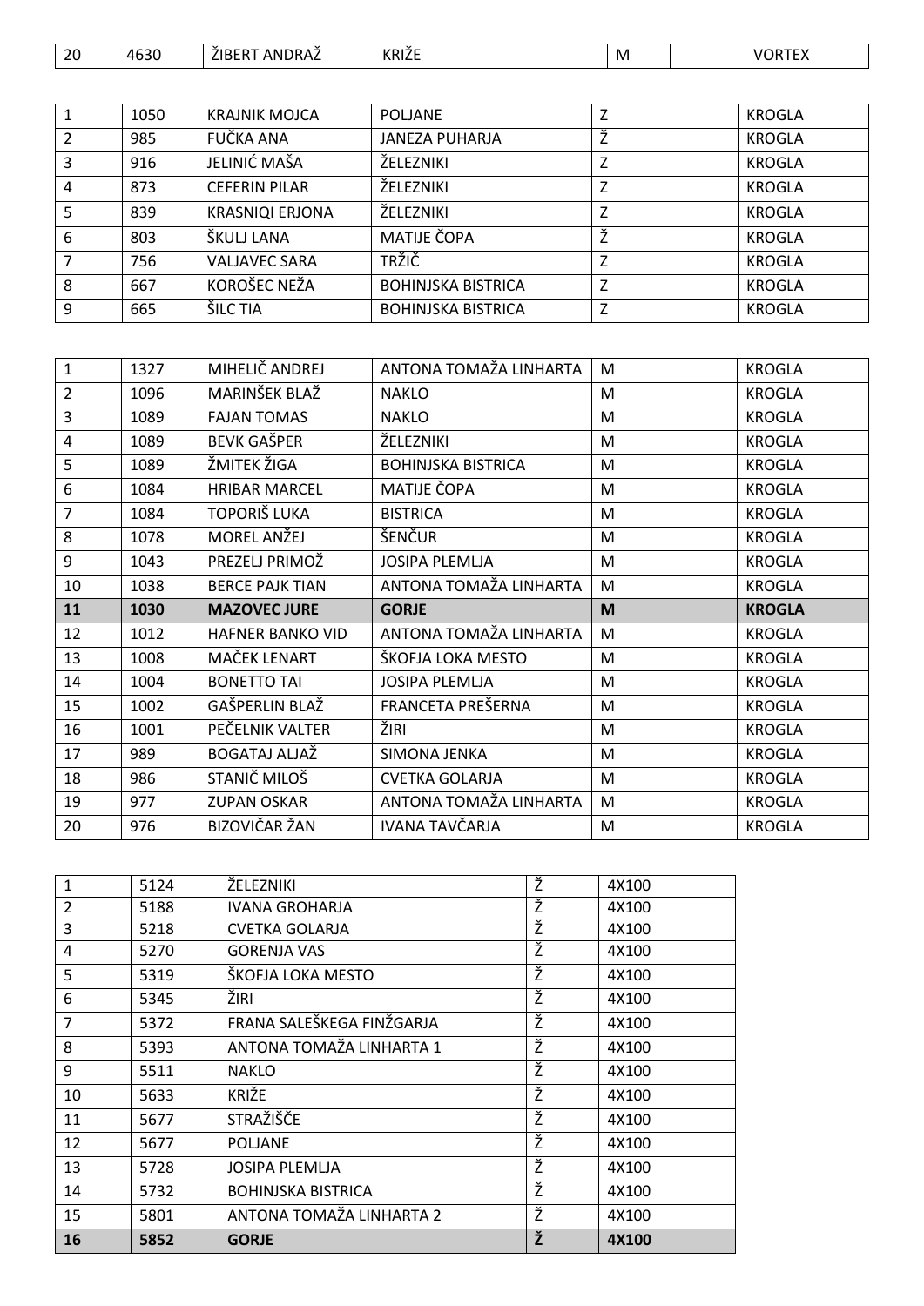| 20 | 4630 | ŽIBERT ANDRAŽ | KRIŽE | M | | VORTEX |
|---|---|---|---|---|---|---|

| 1 | 1050 | KRAJNIK MOJCA | POLJANE | Z | | KROGLA |
|---|---|---|---|---|---|---|
| 2 | 985 | FUČKA ANA | JANEZA PUHARJA | Ž | | KROGLA |
| 3 | 916 | JELINIĆ MAŠA | ŽELEZNIKI | Z | | KROGLA |
| 4 | 873 | CEFERIN PILAR | ŽELEZNIKI | Z | | KROGLA |
| 5 | 839 | KRASNIQI ERJONA | ŽELEZNIKI | Z | | KROGLA |
| 6 | 803 | ŠKULJ LANA | MATIJE ČOPA | Ž | | KROGLA |
| 7 | 756 | VALJAVEC SARA | TRŽIČ | Z | | KROGLA |
| 8 | 667 | KOROŠEC NEŽA | BOHINJSKA BISTRICA | Z | | KROGLA |
| 9 | 665 | ŠILC TIA | BOHINJSKA BISTRICA | Z | | KROGLA |

| 1 | 1327 | MIHELIČ ANDREJ | ANTONA TOMAŽA LINHARTA | M | | KROGLA |
|---|---|---|---|---|---|---|
| 2 | 1096 | MARINŠEK BLAŽ | NAKLO | M | | KROGLA |
| 3 | 1089 | FAJAN TOMAS | NAKLO | M | | KROGLA |
| 4 | 1089 | BEVK GAŠPER | ŽELEZNIKI | M | | KROGLA |
| 5 | 1089 | ŽMITEK ŽIGA | BOHINJSKA BISTRICA | M | | KROGLA |
| 6 | 1084 | HRIBAR MARCEL | MATIJE ČOPA | M | | KROGLA |
| 7 | 1084 | TOPORIŠ LUKA | BISTRICA | M | | KROGLA |
| 8 | 1078 | MOREL ANŽEJ | ŠENČUR | M | | KROGLA |
| 9 | 1043 | PREZELJ PRIMOŽ | JOSIPA PLEMLJA | M | | KROGLA |
| 10 | 1038 | BERCE PAJK TIAN | ANTONA TOMAŽA LINHARTA | M | | KROGLA |
| **11** | **1030** | **MAZOVEC JURE** | **GORJE** | **M** | | **KROGLA** |
| 12 | 1012 | HAFNER BANKO VID | ANTONA TOMAŽA LINHARTA | M | | KROGLA |
| 13 | 1008 | MAČEK LENART | ŠKOFJA LOKA MESTO | M | | KROGLA |
| 14 | 1004 | BONETTO TAI | JOSIPA PLEMLJA | M | | KROGLA |
| 15 | 1002 | GAŠPERLIN BLAŽ | FRANCETA PREŠERNA | M | | KROGLA |
| 16 | 1001 | PEČELNIK VALTER | ŽIRI | M | | KROGLA |
| 17 | 989 | BOGATAJ ALJAŽ | SIMONA JENKA | M | | KROGLA |
| 18 | 986 | STANIČ MILOŠ | CVETKA GOLARJA | M | | KROGLA |
| 19 | 977 | ZUPAN OSKAR | ANTONA TOMAŽA LINHARTA | M | | KROGLA |
| 20 | 976 | BIZOVIČAR ŽAN | IVANA TAVČARJA | M | | KROGLA |

| 1 | 5124 | ŽELEZNIKI | Ž | 4X100 |
|---|---|---|---|---|
| 2 | 5188 | IVANA GROHARJA | Ž | 4X100 |
| 3 | 5218 | CVETKA GOLARJA | Ž | 4X100 |
| 4 | 5270 | GORENJA VAS | Ž | 4X100 |
| 5 | 5319 | ŠKOFJA LOKA MESTO | Ž | 4X100 |
| 6 | 5345 | ŽIRI | Ž | 4X100 |
| 7 | 5372 | FRANA SALEŠKEGA FINŽGARJA | Ž | 4X100 |
| 8 | 5393 | ANTONA TOMAŽA LINHARTA 1 | Ž | 4X100 |
| 9 | 5511 | NAKLO | Ž | 4X100 |
| 10 | 5633 | KRIŽE | Ž | 4X100 |
| 11 | 5677 | STRAŽIŠČE | Ž | 4X100 |
| 12 | 5677 | POLJANE | Ž | 4X100 |
| 13 | 5728 | JOSIPA PLEMLJA | Ž | 4X100 |
| 14 | 5732 | BOHINJSKA BISTRICA | Ž | 4X100 |
| 15 | 5801 | ANTONA TOMAŽA LINHARTA 2 | Ž | 4X100 |
| **16** | **5852** | **GORJE** | **Ž** | **4X100** |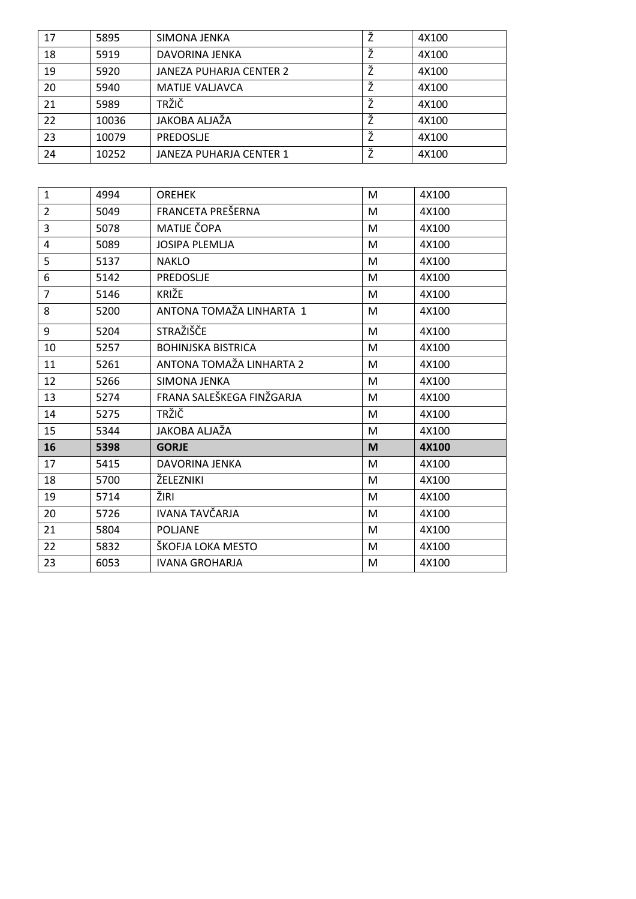| 17 | 5895 | SIMONA JENKA | Ž | 4X100 |
|---|---|---|---|---|
| 18 | 5919 | DAVORINA JENKA | Ž | 4X100 |
| 19 | 5920 | JANEZA PUHARJA CENTER 2 | Ž | 4X100 |
| 20 | 5940 | MATIJE VALJAVCA | Ž | 4X100 |
| 21 | 5989 | TRŽIČ | Ž | 4X100 |
| 22 | 10036 | JAKOBA ALJAŽA | Ž | 4X100 |
| 23 | 10079 | PREDOSLJE | Ž | 4X100 |
| 24 | 10252 | JANEZA PUHARJA CENTER 1 | Ž | 4X100 |

| 1 | 4994 | OREHEK | M | 4X100 |
|---|---|---|---|---|
| 2 | 5049 | FRANCETA PREŠERNA | M | 4X100 |
| 3 | 5078 | MATIJE ČOPA | M | 4X100 |
| 4 | 5089 | JOSIPA PLEMLJA | M | 4X100 |
| 5 | 5137 | NAKLO | M | 4X100 |
| 6 | 5142 | PREDOSLJE | M | 4X100 |
| 7 | 5146 | KRIŽE | M | 4X100 |
| 8 | 5200 | ANTONA TOMAŽA LINHARTA 1 | M | 4X100 |
| 9 | 5204 | STRAŽIŠČE | M | 4X100 |
| 10 | 5257 | BOHINJSKA BISTRICA | M | 4X100 |
| 11 | 5261 | ANTONA TOMAŽA LINHARTA 2 | M | 4X100 |
| 12 | 5266 | SIMONA JENKA | M | 4X100 |
| 13 | 5274 | FRANA SALEŠKEGA FINŽGARJA | M | 4X100 |
| 14 | 5275 | TRŽIČ | M | 4X100 |
| 15 | 5344 | JAKOBA ALJAŽA | M | 4X100 |
| **16** | **5398** | **GORJE** | **M** | **4X100** |
| 17 | 5415 | DAVORINA JENKA | M | 4X100 |
| 18 | 5700 | ŽELEZNIKI | M | 4X100 |
| 19 | 5714 | ŽIRI | M | 4X100 |
| 20 | 5726 | IVANA TAVČARJA | M | 4X100 |
| 21 | 5804 | POLJANE | M | 4X100 |
| 22 | 5832 | ŠKOFJA LOKA MESTO | M | 4X100 |
| 23 | 6053 | IVANA GROHARJA | M | 4X100 |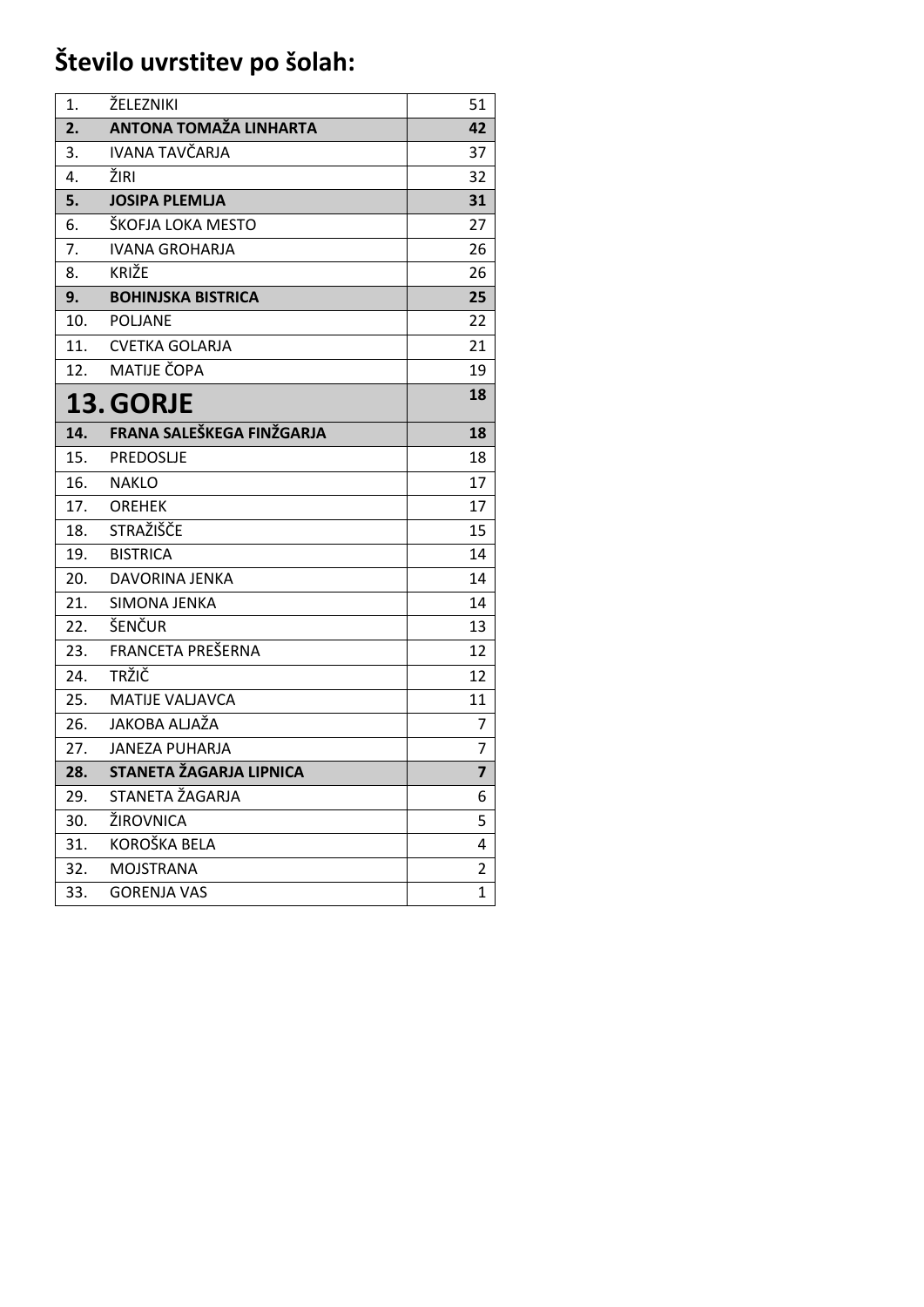# Število uvrstitev po šolah:

| | | |
|---|---|---|
| 1. | ŽELEZNIKI | 51 |
| **2.** | **ANTONA TOMAŽA LINHARTA** | **42** |
| 3. | IVANA TAVČARJA | 37 |
| 4. | ŽIRI | 32 |
| **5.** | **JOSIPA PLEMLJA** | **31** |
| 6. | ŠKOFJA LOKA MESTO | 27 |
| 7. | IVANA GROHARJA | 26 |
| 8. | KRIŽE | 26 |
| **9.** | **BOHINJSKA BISTRICA** | **25** |
| 10. | POLJANE | 22 |
| 11. | CVETKA GOLARJA | 21 |
| 12. | MATIJE ČOPA | 19 |
| **13.** | **GORJE** | **18** |
| **14.** | **FRANA SALEŠKEGA FINŽGARJA** | **18** |
| 15. | PREDOSLJE | 18 |
| 16. | NAKLO | 17 |
| 17. | OREHEK | 17 |
| 18. | STRAŽIŠČE | 15 |
| 19. | BISTRICA | 14 |
| 20. | DAVORINA JENKA | 14 |
| 21. | SIMONA JENKA | 14 |
| 22. | ŠENČUR | 13 |
| 23. | FRANCETA PREŠERNA | 12 |
| 24. | TRŽIČ | 12 |
| 25. | MATIJE VALJAVCA | 11 |
| 26. | JAKOBA ALJAŽA | 7 |
| 27. | JANEZA PUHARJA | 7 |
| **28.** | **STANETA ŽAGARJA LIPNICA** | **7** |
| 29. | STANETA ŽAGARJA | 6 |
| 30. | ŽIROVNICA | 5 |
| 31. | KOROŠKA BELA | 4 |
| 32. | MOJSTRANA | 2 |
| 33. | GORENJA VAS | 1 |